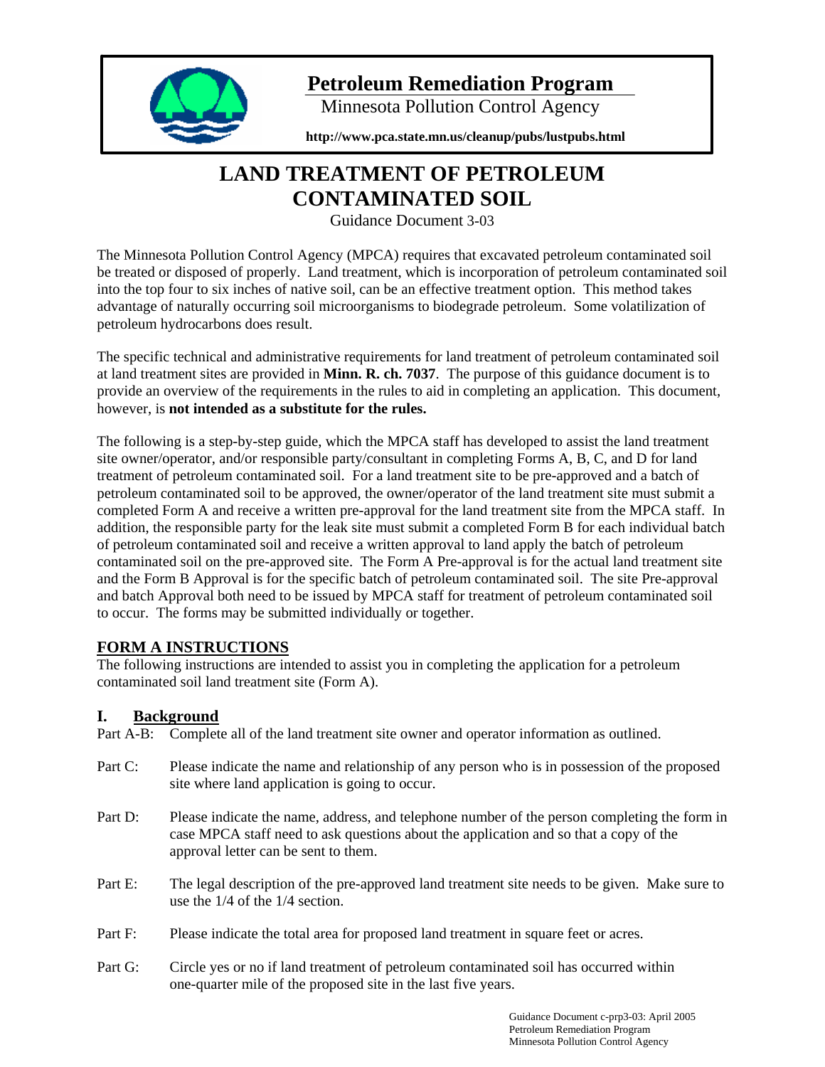# Petroleum Remediation Program

Minnesota Pollution Control Agency

**http://www.pca.state.mn.us/cleanup/pubs/lustpubs.html**

# LAND TREATMENT OF PETROLEUM CONTAMINATED SOIL

Guidance Document 3-03

The Minnesota Pollution Control Agency (MPCA) requires that excavated petroleum contaminated soil be treated or disposed of properly. Land treatment, which is incorporation of petroleum contaminated soil into the top four to six inches of native soil, can be an effective treatment option. This method takes advantage of naturally occurring soil microorganisms to biodegrade petroleum. Some volatilization of petroleum hydrocarbons does result.

The specific technical and administrative requirements for land treatment of petroleum contaminated soil at land treatment sites are provided in **Minn. R. ch. 7037**. The purpose of this guidance document is to provide an overview of the requirements in the rules to aid in completing an application. This document, however, is **not intended as a substitute for the rules.**

The following is a step-by-step guide, which the MPCA staff has developed to assist the land treatment site owner/operator, and/or responsible party/consultant in completing Forms A, B, C, and D for land treatment of petroleum contaminated soil. For a land treatment site to be pre-approved and a batch of petroleum contaminated soil to be approved, the owner/operator of the land treatment site must submit a completed Form A and receive a written pre-approval for the land treatment site from the MPCA staff. In addition, the responsible party for the leak site must submit a completed Form B for each individual batch of petroleum contaminated soil and receive a written approval to land apply the batch of petroleum contaminated soil on the pre-approved site. The Form A Pre-approval is for the actual land treatment site and the Form B Approval is for the specific batch of petroleum contaminated soil. The site Pre-approval and batch Approval both need to be issued by MPCA staff for treatment of petroleum contaminated soil to occur. The forms may be submitted individually or together.

## FORM A INSTRUCTIONS

The following instructions are intended to assist you in completing the application for a petroleum contaminated soil land treatment site (Form A).

### I. Background

Part A-B: Complete all of the land treatment site owner and operator information as outlined.

Part C: Please indicate the name and relationship of any person who is in possession of the proposed site where land application is going to occur.

Part D: Please indicate the name, address, and telephone number of the person completing the form in case MPCA staff need to ask questions about the application and so that a copy of the approval letter can be sent to them.

Part E: The legal description of the pre-approved land treatment site needs to be given. Make sure to use the 1/4 of the 1/4 section.

Part F: Please indicate the total area for proposed land treatment in square feet or acres.

Part G: Circle yes or no if land treatment of petroleum contaminated soil has occurred within one-quarter mile of the proposed site in the last five years.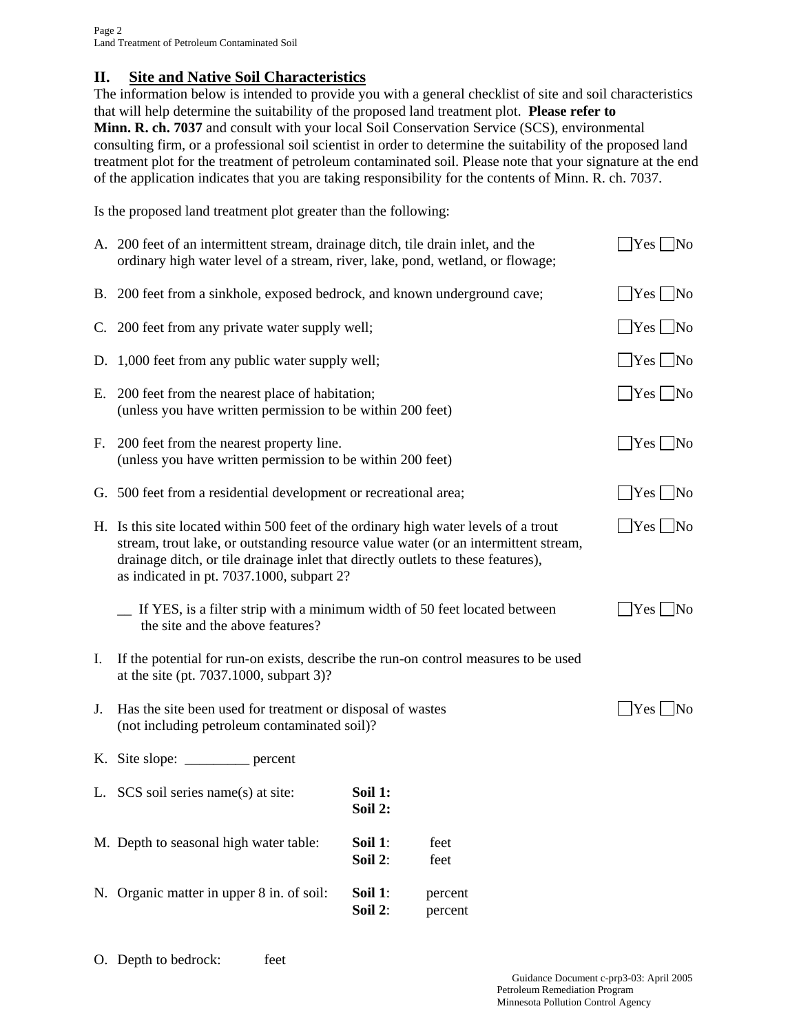## II. Site and Native Soil Characteristics

The information below is intended to provide you with a general checklist of site and soil characteristics that will help determine the suitability of the proposed land treatment plot. **Please refer to Minn. R. ch. 7037** and consult with your local Soil Conservation Service (SCS), environmental consulting firm, or a professional soil scientist in order to determine the suitability of the proposed land treatment plot for the treatment of petroleum contaminated soil. Please note that your signature at the end of the application indicates that you are taking responsibility for the contents of Minn. R. ch. 7037.

Is the proposed land treatment plot greater than the following:

A. 200 feet of an intermittent stream, drainage ditch, tile drain inlet, and the ordinary high water level of a stream, river, lake, pond, wetland, or flowage; ☐Yes ☐No

B. 200 feet from a sinkhole, exposed bedrock, and known underground cave; ☐Yes ☐No

C. 200 feet from any private water supply well; ☐Yes ☐No

D. 1,000 feet from any public water supply well; ☐Yes ☐No

E. 200 feet from the nearest place of habitation; (unless you have written permission to be within 200 feet) ☐Yes ☐No

F. 200 feet from the nearest property line. (unless you have written permission to be within 200 feet) ☐Yes ☐No

G. 500 feet from a residential development or recreational area; ☐Yes ☐No

H. Is this site located within 500 feet of the ordinary high water levels of a trout stream, trout lake, or outstanding resource value water (or an intermittent stream, drainage ditch, or tile drainage inlet that directly outlets to these features), as indicated in pt. 7037.1000, subpart 2? ☐Yes ☐No

__ If YES, is a filter strip with a minimum width of 50 feet located between the site and the above features? ☐Yes ☐No

I. If the potential for run-on exists, describe the run-on control measures to be used at the site (pt. 7037.1000, subpart 3)?

J. Has the site been used for treatment or disposal of wastes (not including petroleum contaminated soil)? ☐Yes ☐No

K. Site slope: _________ percent

L. SCS soil series name(s) at site: **Soil 1:**
**Soil 2:**

M. Depth to seasonal high water table: **Soil 1**: feet
**Soil 2**: feet

N. Organic matter in upper 8 in. of soil: **Soil 1**: percent
**Soil 2**: percent

O. Depth to bedrock: feet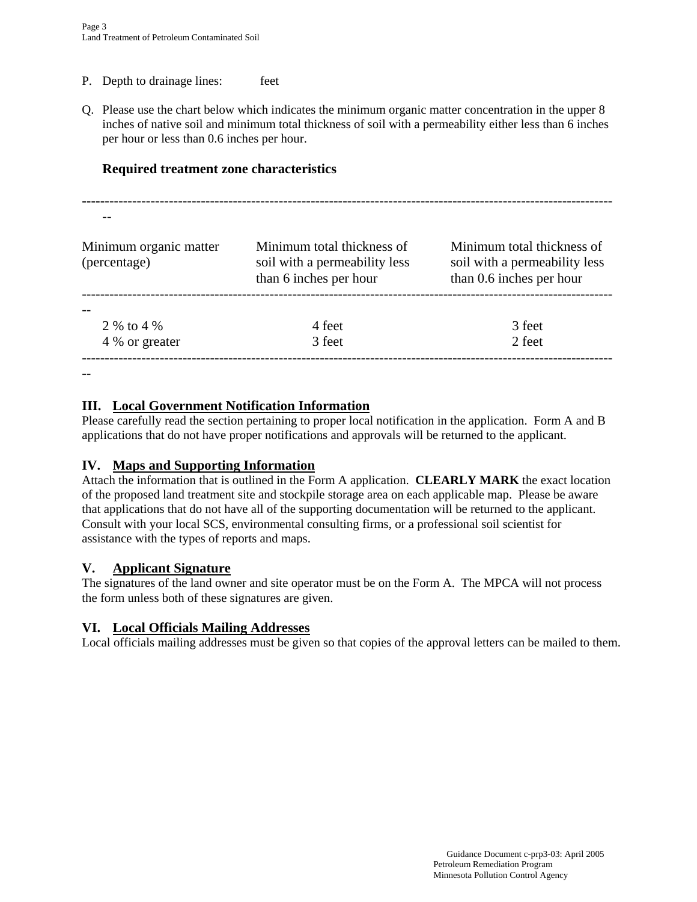P. Depth to drainage lines: feet

Q. Please use the chart below which indicates the minimum organic matter concentration in the upper 8 inches of native soil and minimum total thickness of soil with a permeability either less than 6 inches per hour or less than 0.6 inches per hour.

**Required treatment zone characteristics**

| Minimum organic matter (percentage) | Minimum total thickness of soil with a permeability less than 6 inches per hour | Minimum total thickness of soil with a permeability less than 0.6 inches per hour |
|---|---|---|
| 2 % to 4 % | 4 feet | 3 feet |
| 4 % or greater | 3 feet | 2 feet |

## III. Local Government Notification Information

Please carefully read the section pertaining to proper local notification in the application. Form A and B applications that do not have proper notifications and approvals will be returned to the applicant.

## IV. Maps and Supporting Information

Attach the information that is outlined in the Form A application. **CLEARLY MARK** the exact location of the proposed land treatment site and stockpile storage area on each applicable map. Please be aware that applications that do not have all of the supporting documentation will be returned to the applicant. Consult with your local SCS, environmental consulting firms, or a professional soil scientist for assistance with the types of reports and maps.

## V. Applicant Signature

The signatures of the land owner and site operator must be on the Form A. The MPCA will not process the form unless both of these signatures are given.

## VI. Local Officials Mailing Addresses

Local officials mailing addresses must be given so that copies of the approval letters can be mailed to them.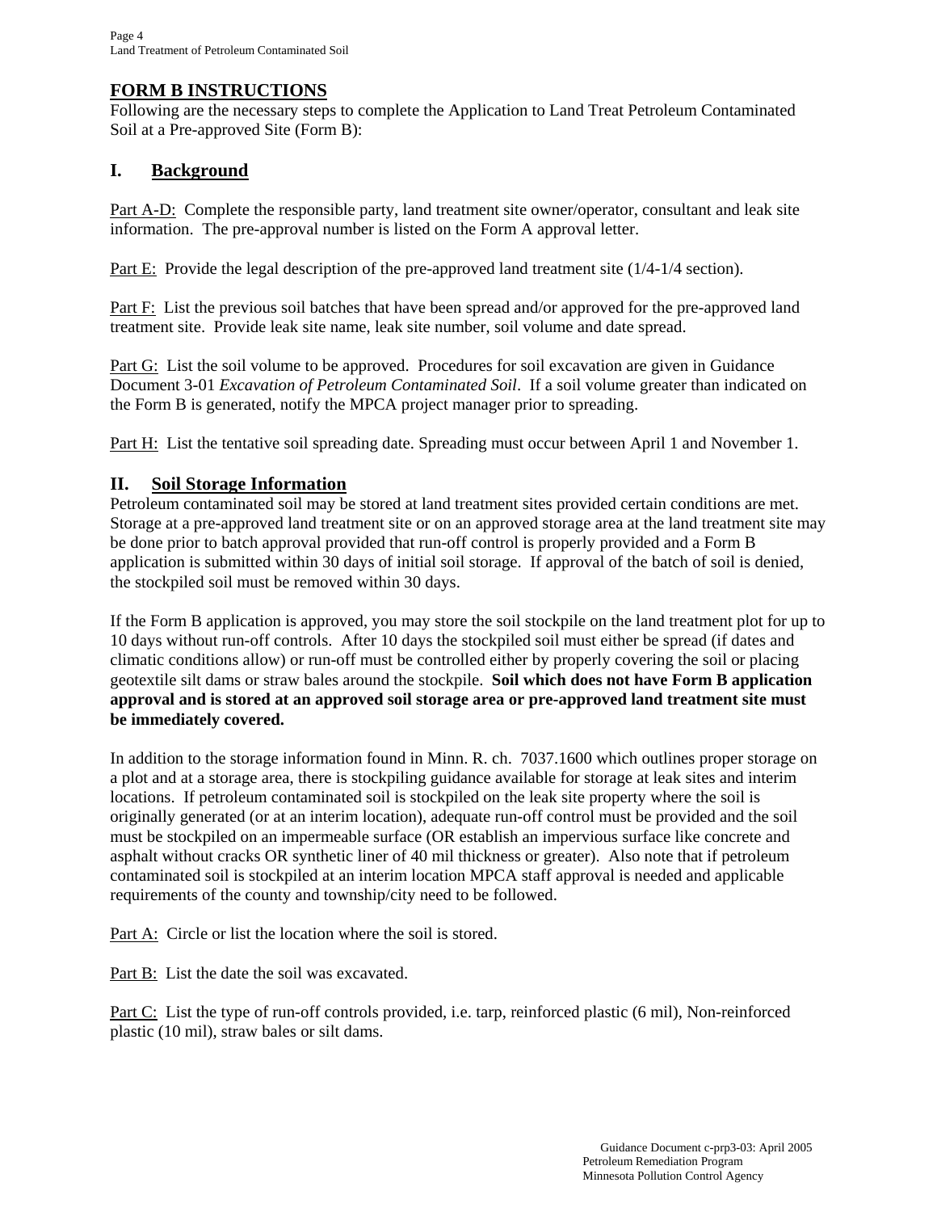## FORM B INSTRUCTIONS

Following are the necessary steps to complete the Application to Land Treat Petroleum Contaminated Soil at a Pre-approved Site (Form B):

### I. Background

Part A-D: Complete the responsible party, land treatment site owner/operator, consultant and leak site information. The pre-approval number is listed on the Form A approval letter.

Part E: Provide the legal description of the pre-approved land treatment site (1/4-1/4 section).

Part F: List the previous soil batches that have been spread and/or approved for the pre-approved land treatment site. Provide leak site name, leak site number, soil volume and date spread.

Part G: List the soil volume to be approved. Procedures for soil excavation are given in Guidance Document 3-01 *Excavation of Petroleum Contaminated Soil*. If a soil volume greater than indicated on the Form B is generated, notify the MPCA project manager prior to spreading.

Part H: List the tentative soil spreading date. Spreading must occur between April 1 and November 1.

### II. Soil Storage Information

Petroleum contaminated soil may be stored at land treatment sites provided certain conditions are met. Storage at a pre-approved land treatment site or on an approved storage area at the land treatment site may be done prior to batch approval provided that run-off control is properly provided and a Form B application is submitted within 30 days of initial soil storage. If approval of the batch of soil is denied, the stockpiled soil must be removed within 30 days.

If the Form B application is approved, you may store the soil stockpile on the land treatment plot for up to 10 days without run-off controls. After 10 days the stockpiled soil must either be spread (if dates and climatic conditions allow) or run-off must be controlled either by properly covering the soil or placing geotextile silt dams or straw bales around the stockpile. **Soil which does not have Form B application approval and is stored at an approved soil storage area or pre-approved land treatment site must be immediately covered.**

In addition to the storage information found in Minn. R. ch. 7037.1600 which outlines proper storage on a plot and at a storage area, there is stockpiling guidance available for storage at leak sites and interim locations. If petroleum contaminated soil is stockpiled on the leak site property where the soil is originally generated (or at an interim location), adequate run-off control must be provided and the soil must be stockpiled on an impermeable surface (OR establish an impervious surface like concrete and asphalt without cracks OR synthetic liner of 40 mil thickness or greater). Also note that if petroleum contaminated soil is stockpiled at an interim location MPCA staff approval is needed and applicable requirements of the county and township/city need to be followed.

Part A: Circle or list the location where the soil is stored.

Part B: List the date the soil was excavated.

Part C: List the type of run-off controls provided, i.e. tarp, reinforced plastic (6 mil), Non-reinforced plastic (10 mil), straw bales or silt dams.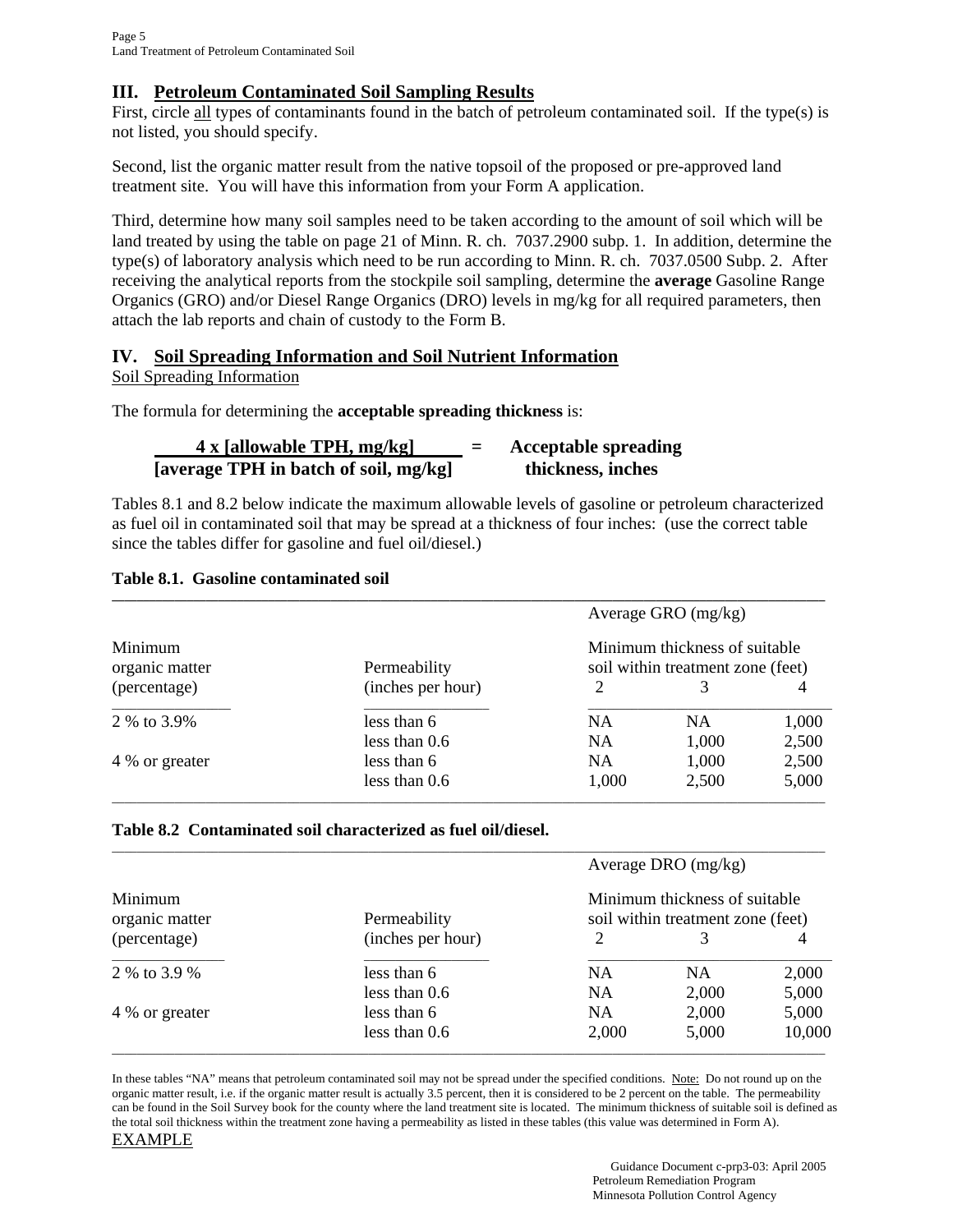## III. Petroleum Contaminated Soil Sampling Results

First, circle all types of contaminants found in the batch of petroleum contaminated soil. If the type(s) is not listed, you should specify.

Second, list the organic matter result from the native topsoil of the proposed or pre-approved land treatment site. You will have this information from your Form A application.

Third, determine how many soil samples need to be taken according to the amount of soil which will be land treated by using the table on page 21 of Minn. R. ch. 7037.2900 subp. 1. In addition, determine the type(s) of laboratory analysis which need to be run according to Minn. R. ch. 7037.0500 Subp. 2. After receiving the analytical reports from the stockpile soil sampling, determine the **average** Gasoline Range Organics (GRO) and/or Diesel Range Organics (DRO) levels in mg/kg for all required parameters, then attach the lab reports and chain of custody to the Form B.

## IV. Soil Spreading Information and Soil Nutrient Information

Soil Spreading Information

The formula for determining the **acceptable spreading thickness** is:

$$\frac{4 \times [\text{allowable TPH, mg/kg}]}{[\text{average TPH in batch of soil, mg/kg}]} = \text{Acceptable spreading thickness, inches}$$

Tables 8.1 and 8.2 below indicate the maximum allowable levels of gasoline or petroleum characterized as fuel oil in contaminated soil that may be spread at a thickness of four inches: (use the correct table since the tables differ for gasoline and fuel oil/diesel.)

**Table 8.1. Gasoline contaminated soil**

| Minimum organic matter (percentage) | Permeability (inches per hour) | Average GRO (mg/kg) Minimum thickness of suitable soil within treatment zone (feet) | | |
|---|---|---|---|---|
| | | 2 | 3 | 4 |
| 2 % to 3.9% | less than 6 | NA | NA | 1,000 |
| | less than 0.6 | NA | 1,000 | 2,500 |
| 4 % or greater | less than 6 | NA | 1,000 | 2,500 |
| | less than 0.6 | 1,000 | 2,500 | 5,000 |

**Table 8.2 Contaminated soil characterized as fuel oil/diesel.**

| Minimum organic matter (percentage) | Permeability (inches per hour) | Average DRO (mg/kg) Minimum thickness of suitable soil within treatment zone (feet) | | |
|---|---|---|---|---|
| | | 2 | 3 | 4 |
| 2 % to 3.9 % | less than 6 | NA | NA | 2,000 |
| | less than 0.6 | NA | 2,000 | 5,000 |
| 4 % or greater | less than 6 | NA | 2,000 | 5,000 |
| | less than 0.6 | 2,000 | 5,000 | 10,000 |

In these tables "NA" means that petroleum contaminated soil may not be spread under the specified conditions. Note: Do not round up on the organic matter result, i.e. if the organic matter result is actually 3.5 percent, then it is considered to be 2 percent on the table. The permeability can be found in the Soil Survey book for the county where the land treatment site is located. The minimum thickness of suitable soil is defined as the total soil thickness within the treatment zone having a permeability as listed in these tables (this value was determined in Form A).

EXAMPLE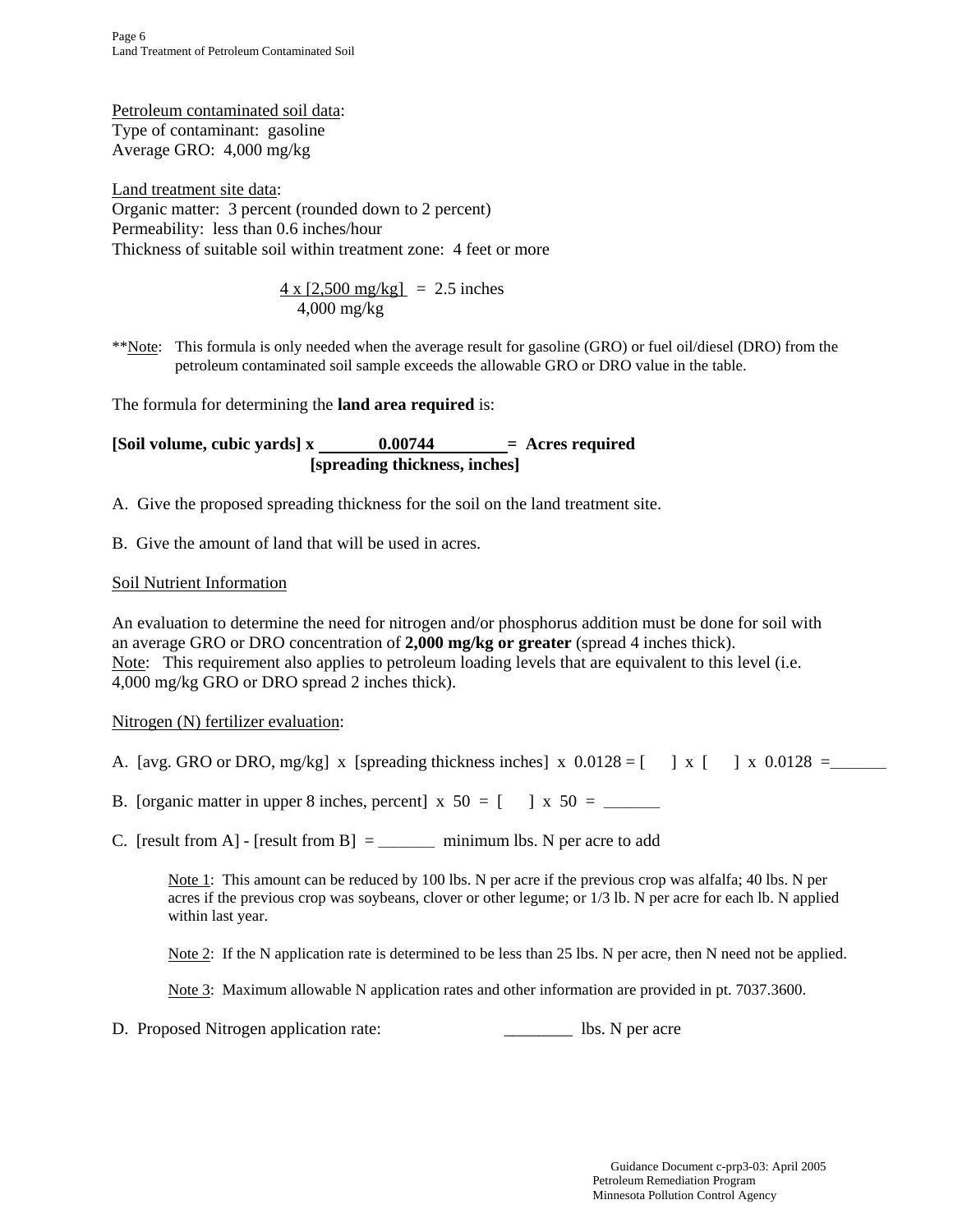Petroleum contaminated soil data:
Type of contaminant: gasoline
Average GRO: 4,000 mg/kg

Land treatment site data:
Organic matter: 3 percent (rounded down to 2 percent)
Permeability: less than 0.6 inches/hour
Thickness of suitable soil within treatment zone: 4 feet or more

$$\frac{4 \times [2{,}500 \text{ mg/kg}]}{4{,}000 \text{ mg/kg}} = 2.5 \text{ inches}$$

**Note: This formula is only needed when the average result for gasoline (GRO) or fuel oil/diesel (DRO) from the petroleum contaminated soil sample exceeds the allowable GRO or DRO value in the table.

The formula for determining the **land area required** is:

$$\textbf{[Soil volume, cubic yards]} \times \frac{\textbf{0.00744}}{\textbf{[spreading thickness, inches]}} = \textbf{Acres required}$$

A. Give the proposed spreading thickness for the soil on the land treatment site.

B. Give the amount of land that will be used in acres.

Soil Nutrient Information

An evaluation to determine the need for nitrogen and/or phosphorus addition must be done for soil with an average GRO or DRO concentration of **2,000 mg/kg or greater** (spread 4 inches thick).
Note: This requirement also applies to petroleum loading levels that are equivalent to this level (i.e. 4,000 mg/kg GRO or DRO spread 2 inches thick).

Nitrogen (N) fertilizer evaluation:

A. [avg. GRO or DRO, mg/kg] x [spreading thickness inches] x 0.0128 = [ ] x [ ] x 0.0128 =_______

B. [organic matter in upper 8 inches, percent] x 50 = [ ] x 50 = _______

C. [result from A] - [result from B] = _______ minimum lbs. N per acre to add

> Note 1: This amount can be reduced by 100 lbs. N per acre if the previous crop was alfalfa; 40 lbs. N per acres if the previous crop was soybeans, clover or other legume; or 1/3 lb. N per acre for each lb. N applied within last year.
>
> Note 2: If the N application rate is determined to be less than 25 lbs. N per acre, then N need not be applied.
>
> Note 3: Maximum allowable N application rates and other information are provided in pt. 7037.3600.

D. Proposed Nitrogen application rate: ________ lbs. N per acre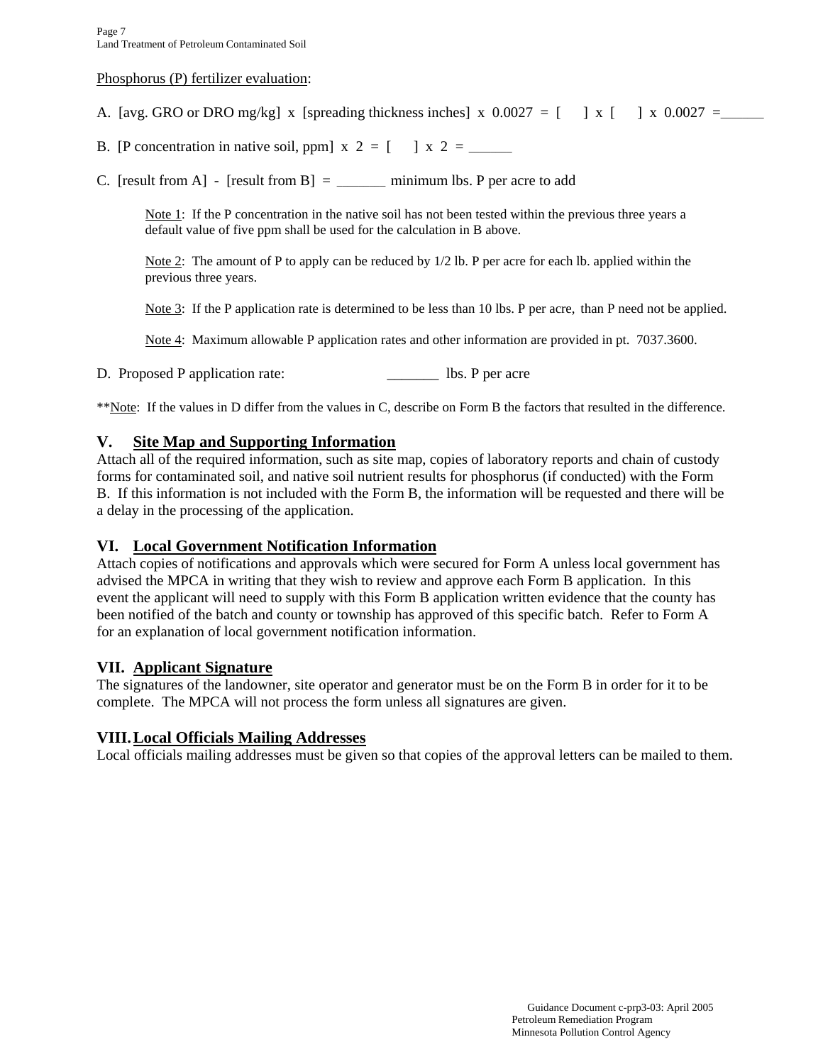Phosphorus (P) fertilizer evaluation:

A. [avg. GRO or DRO mg/kg] x [spreading thickness inches] x 0.0027 = [ ] x [ ] x 0.0027 =______

B. [P concentration in native soil, ppm] x 2 = [ ] x 2 = ______

C. [result from A] - [result from B] = _______ minimum lbs. P per acre to add

> Note 1: If the P concentration in the native soil has not been tested within the previous three years a default value of five ppm shall be used for the calculation in B above.
>
> Note 2: The amount of P to apply can be reduced by 1/2 lb. P per acre for each lb. applied within the previous three years.
>
> Note 3: If the P application rate is determined to be less than 10 lbs. P per acre, than P need not be applied.
>
> Note 4: Maximum allowable P application rates and other information are provided in pt. 7037.3600.

D. Proposed P application rate: _______ lbs. P per acre

**Note: If the values in D differ from the values in C, describe on Form B the factors that resulted in the difference.

## V. Site Map and Supporting Information

Attach all of the required information, such as site map, copies of laboratory reports and chain of custody forms for contaminated soil, and native soil nutrient results for phosphorus (if conducted) with the Form B. If this information is not included with the Form B, the information will be requested and there will be a delay in the processing of the application.

## VI. Local Government Notification Information

Attach copies of notifications and approvals which were secured for Form A unless local government has advised the MPCA in writing that they wish to review and approve each Form B application. In this event the applicant will need to supply with this Form B application written evidence that the county has been notified of the batch and county or township has approved of this specific batch. Refer to Form A for an explanation of local government notification information.

## VII. Applicant Signature

The signatures of the landowner, site operator and generator must be on the Form B in order for it to be complete. The MPCA will not process the form unless all signatures are given.

## VIII. Local Officials Mailing Addresses

Local officials mailing addresses must be given so that copies of the approval letters can be mailed to them.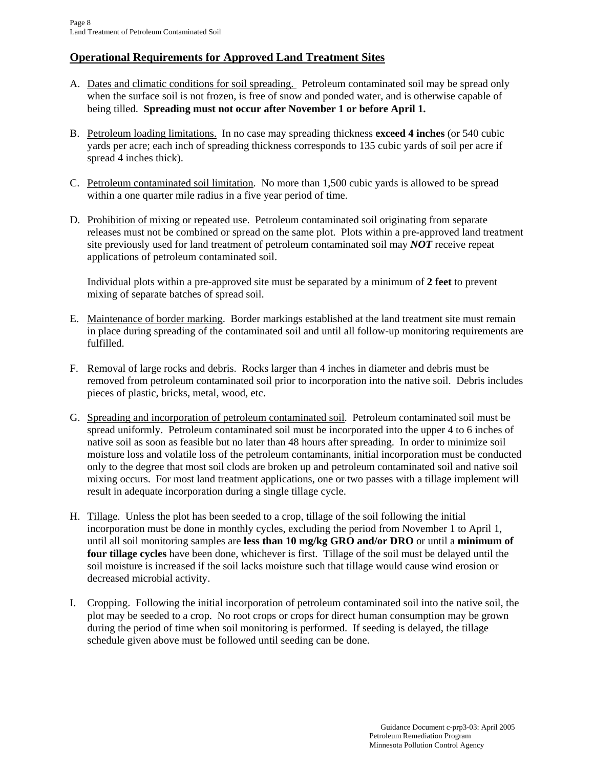## Operational Requirements for Approved Land Treatment Sites

A. Dates and climatic conditions for soil spreading. Petroleum contaminated soil may be spread only when the surface soil is not frozen, is free of snow and ponded water, and is otherwise capable of being tilled. **Spreading must not occur after November 1 or before April 1.**

B. Petroleum loading limitations. In no case may spreading thickness **exceed 4 inches** (or 540 cubic yards per acre; each inch of spreading thickness corresponds to 135 cubic yards of soil per acre if spread 4 inches thick).

C. Petroleum contaminated soil limitation. No more than 1,500 cubic yards is allowed to be spread within a one quarter mile radius in a five year period of time.

D. Prohibition of mixing or repeated use. Petroleum contaminated soil originating from separate releases must not be combined or spread on the same plot. Plots within a pre-approved land treatment site previously used for land treatment of petroleum contaminated soil may ***NOT*** receive repeat applications of petroleum contaminated soil.

   Individual plots within a pre-approved site must be separated by a minimum of **2 feet** to prevent mixing of separate batches of spread soil.

E. Maintenance of border marking. Border markings established at the land treatment site must remain in place during spreading of the contaminated soil and until all follow-up monitoring requirements are fulfilled.

F. Removal of large rocks and debris. Rocks larger than 4 inches in diameter and debris must be removed from petroleum contaminated soil prior to incorporation into the native soil. Debris includes pieces of plastic, bricks, metal, wood, etc.

G. Spreading and incorporation of petroleum contaminated soil. Petroleum contaminated soil must be spread uniformly. Petroleum contaminated soil must be incorporated into the upper 4 to 6 inches of native soil as soon as feasible but no later than 48 hours after spreading. In order to minimize soil moisture loss and volatile loss of the petroleum contaminants, initial incorporation must be conducted only to the degree that most soil clods are broken up and petroleum contaminated soil and native soil mixing occurs. For most land treatment applications, one or two passes with a tillage implement will result in adequate incorporation during a single tillage cycle.

H. Tillage. Unless the plot has been seeded to a crop, tillage of the soil following the initial incorporation must be done in monthly cycles, excluding the period from November 1 to April 1, until all soil monitoring samples are **less than 10 mg/kg GRO and/or DRO** or until a **minimum of four tillage cycles** have been done, whichever is first. Tillage of the soil must be delayed until the soil moisture is increased if the soil lacks moisture such that tillage would cause wind erosion or decreased microbial activity.

I. Cropping. Following the initial incorporation of petroleum contaminated soil into the native soil, the plot may be seeded to a crop. No root crops or crops for direct human consumption may be grown during the period of time when soil monitoring is performed. If seeding is delayed, the tillage schedule given above must be followed until seeding can be done.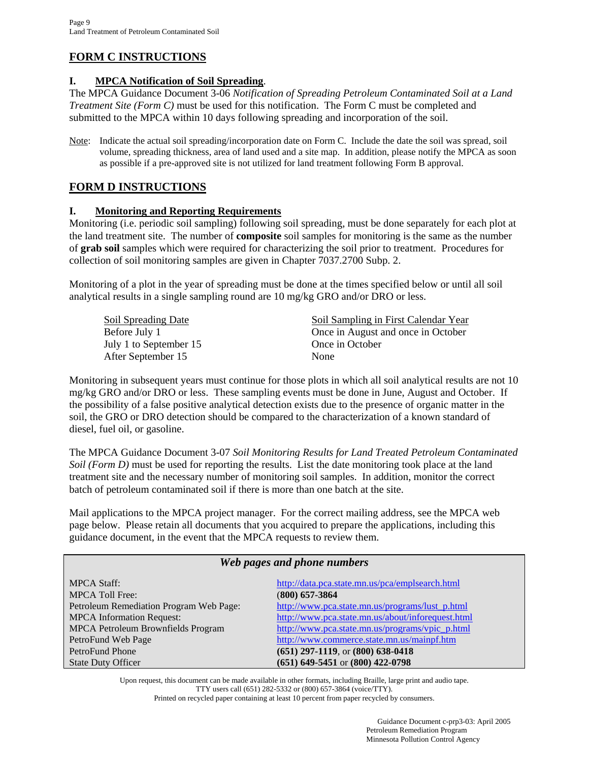## FORM C INSTRUCTIONS

### I. MPCA Notification of Soil Spreading.

The MPCA Guidance Document 3-06 *Notification of Spreading Petroleum Contaminated Soil at a Land Treatment Site (Form C)* must be used for this notification. The Form C must be completed and submitted to the MPCA within 10 days following spreading and incorporation of the soil.

Note: Indicate the actual soil spreading/incorporation date on Form C. Include the date the soil was spread, soil volume, spreading thickness, area of land used and a site map. In addition, please notify the MPCA as soon as possible if a pre-approved site is not utilized for land treatment following Form B approval.

## FORM D INSTRUCTIONS

### I. Monitoring and Reporting Requirements

Monitoring (i.e. periodic soil sampling) following soil spreading, must be done separately for each plot at the land treatment site. The number of **composite** soil samples for monitoring is the same as the number of **grab soil** samples which were required for characterizing the soil prior to treatment. Procedures for collection of soil monitoring samples are given in Chapter 7037.2700 Subp. 2.

Monitoring of a plot in the year of spreading must be done at the times specified below or until all soil analytical results in a single sampling round are 10 mg/kg GRO and/or DRO or less.

| Soil Spreading Date | Soil Sampling in First Calendar Year |
|---|---|
| Before July 1 | Once in August and once in October |
| July 1 to September 15 | Once in October |
| After September 15 | None |

Monitoring in subsequent years must continue for those plots in which all soil analytical results are not 10 mg/kg GRO and/or DRO or less. These sampling events must be done in June, August and October. If the possibility of a false positive analytical detection exists due to the presence of organic matter in the soil, the GRO or DRO detection should be compared to the characterization of a known standard of diesel, fuel oil, or gasoline.

The MPCA Guidance Document 3-07 *Soil Monitoring Results for Land Treated Petroleum Contaminated Soil (Form D)* must be used for reporting the results. List the date monitoring took place at the land treatment site and the necessary number of monitoring soil samples. In addition, monitor the correct batch of petroleum contaminated soil if there is more than one batch at the site.

Mail applications to the MPCA project manager. For the correct mailing address, see the MPCA web page below. Please retain all documents that you acquired to prepare the applications, including this guidance document, in the event that the MPCA requests to review them.

| *Web pages and phone numbers* | |
|---|---|
| MPCA Staff: | http://data.pca.state.mn.us/pca/emplsearch.html |
| MPCA Toll Free: | **(800) 657-3864** |
| Petroleum Remediation Program Web Page: | http://www.pca.state.mn.us/programs/lust_p.html |
| MPCA Information Request: | http://www.pca.state.mn.us/about/inforequest.html |
| MPCA Petroleum Brownfields Program | http://www.pca.state.mn.us/programs/vpic_p.html |
| PetroFund Web Page | http://www.commerce.state.mn.us/mainpf.htm |
| PetroFund Phone | **(651) 297-1119**, or **(800) 638-0418** |
| State Duty Officer | **(651) 649-5451** or **(800) 422-0798** |

Upon request, this document can be made available in other formats, including Braille, large print and audio tape.
TTY users call (651) 282-5332 or (800) 657-3864 (voice/TTY).
Printed on recycled paper containing at least 10 percent from paper recycled by consumers.

Guidance Document c-prp3-03: April 2005
Petroleum Remediation Program
Minnesota Pollution Control Agency